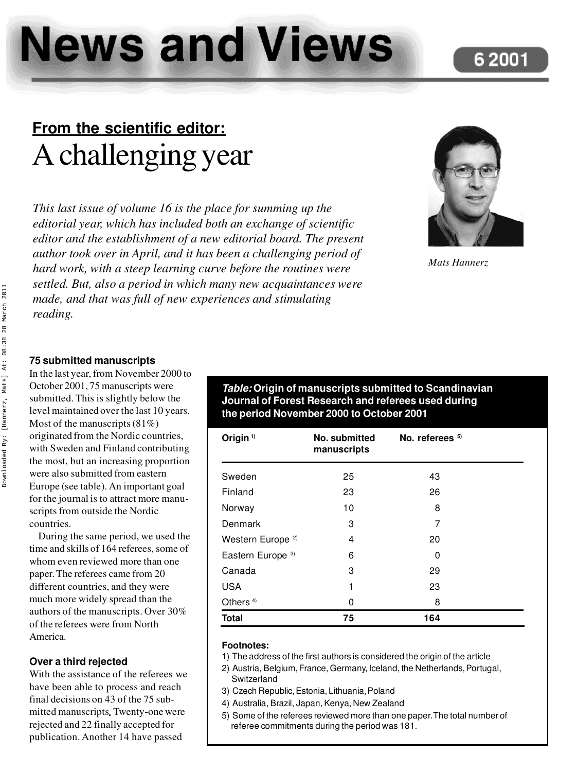# News and Views

## From the scientific editor:

# A challenging year

*This last issue of volume 16 is the place for summing up the editorial year, which has included both an exchange of scientific editor and the establishment of a new editorial board. The present author took over in April, and it has been a challenging period of hard work, with a steep learning curve before the routines were settled. But, also a period in which many new acquaintances were made, and that was full of new experiences and stimulating reading.*

*Mats Hannerz*

### 75 submitted manuscripts

In the last year, from November 2000 to October 2001, 75 manuscripts were submitted. This is slightly below the level maintained over the last 10 years. Most of the manuscripts (81%) originated from the Nordic countries, with Sweden and Finland contributing the most, but an increasing proportion were also submitted from eastern Europe (see table). An important goal for the journal is to attract more manuscripts from outside the Nordic countries.

During the same period, we used the time and skills of 164 referees, some of whom even reviewed more than one paper. The referees came from 20 different countries, and they were much more widely spread than the authors of the manuscripts. Over 30% of the referees were from North America.

***Table:*** **Origin of manuscripts submitted to Scandinavian Journal of Forest Research and referees used during the period November 2000 to October 2001**

| Origin [1] | No. submitted manuscripts | No. referees [5] |
|---|---|---|
| Sweden | 25 | 43 |
| Finland | 23 | 26 |
| Norway | 10 | 8 |
| Denmark | 3 | 7 |
| Western Europe [2] | 4 | 20 |
| Eastern Europe [3] | 6 | 0 |
| Canada | 3 | 29 |
| USA | 1 | 23 |
| Others [4] | 0 | 8 |
| **Total** | **75** | **164** |

**Footnotes:**

1) The address of the first authors is considered the origin of the article
2) Austria, Belgium, France, Germany, Iceland, the Netherlands, Portugal, Switzerland
3) Czech Republic, Estonia, Lithuania, Poland
4) Australia, Brazil, Japan, Kenya, New Zealand
5) Some of the referees reviewed more than one paper. The total number of referee commitments during the period was 181.

### Over a third rejected

With the assistance of the referees we have been able to process and reach final decisions on 43 of the 75 submitted manuscripts. Twenty-one were rejected and 22 finally accepted for publication. Another 14 have passed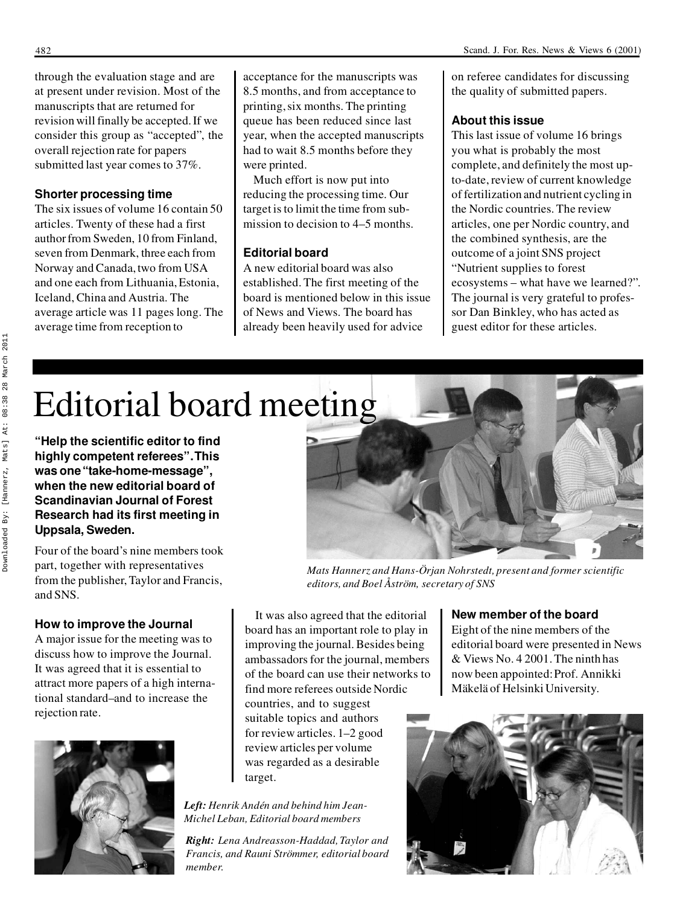through the evaluation stage and are at present under revision. Most of the manuscripts that are returned for revision will finally be accepted. If we consider this group as "accepted", the overall rejection rate for papers submitted last year comes to 37%.

### Shorter processing time

The six issues of volume 16 contain 50 articles. Twenty of these had a first author from Sweden, 10 from Finland, seven from Denmark, three each from Norway and Canada, two from USA and one each from Lithuania, Estonia, Iceland, China and Austria. The average article was 11 pages long. The average time from reception to acceptance for the manuscripts was 8.5 months, and from acceptance to printing, six months. The printing queue has been reduced since last year, when the accepted manuscripts had to wait 8.5 months before they were printed.

Much effort is now put into reducing the processing time. Our target is to limit the time from submission to decision to 4–5 months.

### Editorial board

A new editorial board was also established. The first meeting of the board is mentioned below in this issue of News and Views. The board has already been heavily used for advice on referee candidates for discussing the quality of submitted papers.

### About this issue

This last issue of volume 16 brings you what is probably the most complete, and definitely the most up-to-date, review of current knowledge of fertilization and nutrient cycling in the Nordic countries. The review articles, one per Nordic country, and the combined synthesis, are the outcome of a joint SNS project "Nutrient supplies to forest ecosystems – what have we learned?". The journal is very grateful to professor Dan Binkley, who has acted as guest editor for these articles.

# Editorial board meeting

**"Help the scientific editor to find highly competent referees". This was one "take-home-message", when the new editorial board of Scandinavian Journal of Forest Research had its first meeting in Uppsala, Sweden.**

Four of the board's nine members took part, together with representatives from the publisher, Taylor and Francis, and SNS.

*Mats Hannerz and Hans-Örjan Nohrstedt, present and former scientific editors, and Boel Åström, secretary of SNS*

### How to improve the Journal

A major issue for the meeting was to discuss how to improve the Journal. It was agreed that it is essential to attract more papers of a high international standard–and to increase the rejection rate.

It was also agreed that the editorial board has an important role to play in improving the journal. Besides being ambassadors for the journal, members of the board can use their networks to find more referees outside Nordic countries, and to suggest suitable topics and authors for review articles. 1–2 good review articles per volume was regarded as a desirable target.

### New member of the board

Eight of the nine members of the editorial board were presented in News & Views No. 4 2001. The ninth has now been appointed: Prof. Annikki Mäkelä of Helsinki University.

***Left:** Henrik Andén and behind him Jean-Michel Leban, Editorial board members*

***Right:** Lena Andreasson-Haddad, Taylor and Francis, and Rauni Strömmer, editorial board member.*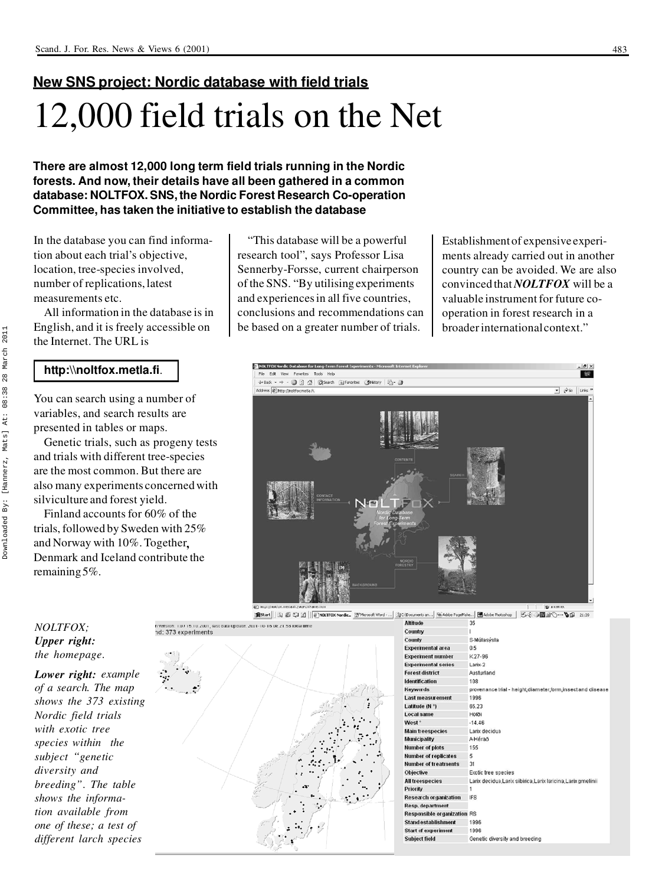## New SNS project: Nordic database with field trials

# 12,000 field trials on the Net

**There are almost 12,000 long term field trials running in the Nordic forests. And now, their details have all been gathered in a common database: NOLTFOX. SNS, the Nordic Forest Research Co-operation Committee, has taken the initiative to establish the database**

In the database you can find information about each trial's objective, location, tree-species involved, number of replications, latest measurements etc.

All information in the database is in English, and it is freely accessible on the Internet. The URL is

**http:\\noltfox.metla.fi**.

You can search using a number of variables, and search results are presented in tables or maps.

Genetic trials, such as progeny tests and trials with different tree-species are the most common. But there are also many experiments concerned with silviculture and forest yield.

Finland accounts for 60% of the trials, followed by Sweden with 25% and Norway with 10%. Together, Denmark and Iceland contribute the remaining 5%.

"This database will be a powerful research tool", says Professor Lisa Sennerby-Forsse, current chairperson of the SNS. "By utilising experiments and experiences in all five countries, conclusions and recommendations can be based on a greater number of trials. Establishment of expensive experiments already carried out in another country can be avoided. We are also convinced that ***NOLTFOX*** will be a valuable instrument for future co-operation in forest research in a broader international context."

| | |
|---|---|
| Altitude | 35 |
| Country | I |
| County | S-Múlasýsla |
| Experimental area | 0.5 |
| Experiment number | K27-96 |
| Experimental series | Larix-2 |
| Forest district | Austurland |
| Identification | 108 |
| Keywords | provenance trial - height,diameter,form,insect and disease |
| Last measurement | 1996 |
| Latitude (N °) | 65.23 |
| Local name | Höfði |
| West ° | -14.46 |
| Main treespecies | Larix decidua |
| Municipality | A-Hérað |
| Number of plots | 155 |
| Number of replicates | 5 |
| Number of treatments | 31 |
| Objective | Exotic tree species |
| All treespecies | Larix decidua,Larix sibirica,Larix laricina,Larix gmelinii |
| Priority | 1 |
| Research organization | IFS |
| Resp. department | |
| Responsible organization | RS |
| Stand establishment | 1996 |
| Start of experiment | 1996 |
| Subject field | Genetic diversity and breeding |

*NOLTFOX; **Upper right:** the homepage.*

***Lower right:** example of a search. The map shows the 373 existing Nordic field trials with exotic tree species within the subject "genetic diversity and breeding". The table shows the information available from one of these; a test of different larch species*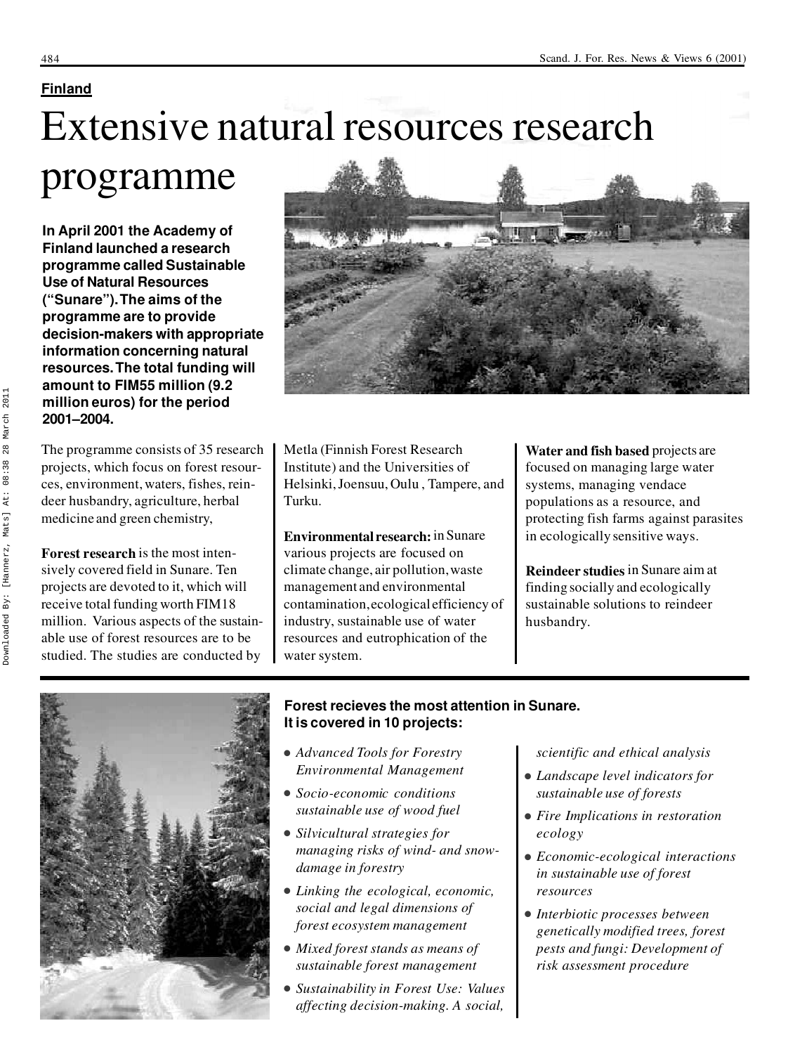**Finland**

# Extensive natural resources research programme

**In April 2001 the Academy of Finland launched a research programme called Sustainable Use of Natural Resources ("Sunare"). The aims of the programme are to provide decision-makers with appropriate information concerning natural resources. The total funding will amount to FIM55 million (9.2 million euros) for the period 2001–2004.**

The programme consists of 35 research projects, which focus on forest resources, environment, waters, fishes, reindeer husbandry, agriculture, herbal medicine and green chemistry,

**Forest research** is the most intensively covered field in Sunare. Ten projects are devoted to it, which will receive total funding worth FIM18 million. Various aspects of the sustainable use of forest resources are to be studied. The studies are conducted by Metla (Finnish Forest Research Institute) and the Universities of Helsinki, Joensuu, Oulu , Tampere, and Turku.

**Environmental research:** in Sunare various projects are focused on climate change, air pollution, waste management and environmental contamination, ecological efficiency of industry, sustainable use of water resources and eutrophication of the water system.

**Water and fish based** projects are focused on managing large water systems, managing vendace populations as a resource, and protecting fish farms against parasites in ecologically sensitive ways.

**Reindeer studies** in Sunare aim at finding socially and ecologically sustainable solutions to reindeer husbandry.

**Forest recieves the most attention in Sunare. It is covered in 10 projects:**

- *Advanced Tools for Forestry Environmental Management*
- *Socio-economic conditions sustainable use of wood fuel*
- *Silvicultural strategies for managing risks of wind- and snow-damage in forestry*
- *Linking the ecological, economic, social and legal dimensions of forest ecosystem management*
- *Mixed forest stands as means of sustainable forest management*
- *Sustainability in Forest Use: Values affecting decision-making. A social, scientific and ethical analysis*
- *Landscape level indicators for sustainable use of forests*
- *Fire Implications in restoration ecology*
- *Economic-ecological interactions in sustainable use of forest resources*
- *Interbiotic processes between genetically modified trees, forest pests and fungi: Development of risk assessment procedure*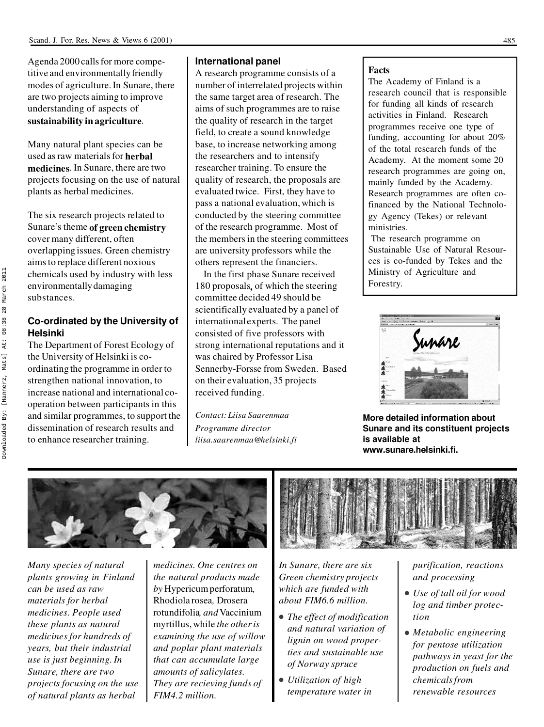Agenda 2000 calls for more competitive and environmentally friendly modes of agriculture. In Sunare, there are two projects aiming to improve understanding of aspects of **sustainability in agriculture**.

Many natural plant species can be used as raw materials for **herbal medicines**. In Sunare, there are two projects focusing on the use of natural plants as herbal medicines.

The six research projects related to Sunare's theme **of green chemistry** cover many different, often overlapping issues. Green chemistry aims to replace different noxious chemicals used by industry with less environmentally damaging substances.

### Co-ordinated by the University of Helsinki

The Department of Forest Ecology of the University of Helsinki is co-ordinating the programme in order to strengthen national innovation, to increase national and international co-operation between participants in this and similar programmes, to support the dissemination of research results and to enhance researcher training.

### International panel

A research programme consists of a number of interrelated projects within the same target area of research. The aims of such programmes are to raise the quality of research in the target field, to create a sound knowledge base, to increase networking among the researchers and to intensify researcher training. To ensure the quality of research, the proposals are evaluated twice. First, they have to pass a national evaluation, which is conducted by the steering committee of the research programme. Most of the members in the steering committees are university professors while the others represent the financiers.

In the first phase Sunare received 180 proposals, of which the steering committee decided 49 should be scientifically evaluated by a panel of international experts. The panel consisted of five professors with strong international reputations and it was chaired by Professor Lisa Sennerby-Forsse from Sweden. Based on their evaluation, 35 projects received funding.

*Contact: Liisa Saarenmaa*
*Programme director*
*liisa.saarenmaa@helsinki.fi*

**Facts**

The Academy of Finland is a research council that is responsible for funding all kinds of research activities in Finland. Research programmes receive one type of funding, accounting for about 20% of the total research funds of the Academy. At the moment some 20 research programmes are going on, mainly funded by the Academy. Research programmes are often co-financed by the National Technology Agency (Tekes) or relevant ministries.

The research programme on Sustainable Use of Natural Resources is co-funded by Tekes and the Ministry of Agriculture and Forestry.

**More detailed information about Sunare and its constituent projects is available at www.sunare.helsinki.fi.**

*Many species of natural plants growing in Finland can be used as raw materials for herbal medicines. People used these plants as natural medicines for hundreds of years, but their industrial use is just beginning. In Sunare, there are two projects focusing on the use of natural plants as herbal medicines. One centres on the natural products made by* Hypericum perforatum*,* Rhodiola rosea*,* Drosera rotundifolia*, and* Vaccinium myrtillus*, while the other is examining the use of willow and poplar plant materials that can accumulate large amounts of salicylates. They are recieving funds of FIM4.2 million.*

*In Sunare, there are six Green chemistry projects which are funded with about FIM6.6 million.*

- *The effect of modification and natural variation of lignin on wood properties and sustainable use of Norway spruce*
- *Utilization of high temperature water in purification, reactions and processing*
- *Use of tall oil for wood log and timber protection*
- *Metabolic engineering for pentose utilization pathways in yeast for the production on fuels and chemicals from renewable resources*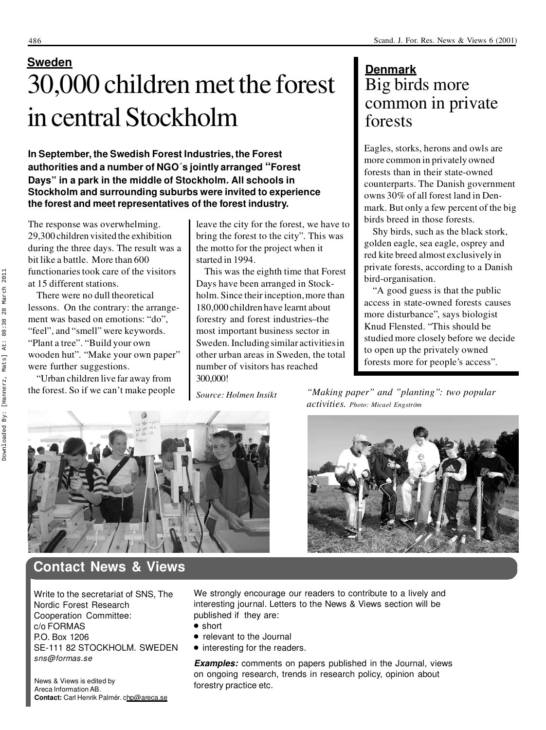## Sweden

# 30,000 children met the forest in central Stockholm

**In September, the Swedish Forest Industries, the Forest authorities and a number of NGO´s jointly arranged "Forest Days" in a park in the middle of Stockholm. All schools in Stockholm and surrounding suburbs were invited to experience the forest and meet representatives of the forest industry.**

The response was overwhelming. 29,300 children visited the exhibition during the three days. The result was a bit like a battle. More than 600 functionaries took care of the visitors at 15 different stations.

There were no dull theoretical lessons. On the contrary: the arrangement was based on emotions: "do", "feel", and "smell" were keywords. "Plant a tree". "Build your own wooden hut". "Make your own paper" were further suggestions.

"Urban children live far away from the forest. So if we can't make people leave the city for the forest, we have to bring the forest to the city". This was the motto for the project when it started in 1994.

This was the eighth time that Forest Days have been arranged in Stockholm. Since their inception, more than 180,000 children have learnt about forestry and forest industries–the most important business sector in Sweden. Including similar activities in other urban areas in Sweden, the total number of visitors has reached 300,000!

*Source: Holmen Insikt*

*"Making paper" and "planting": two popular activities. Photo: Micael Engström*

## Denmark

# Big birds more common in private forests

Eagles, storks, herons and owls are more common in privately owned forests than in their state-owned counterparts. The Danish government owns 30% of all forest land in Denmark. But only a few percent of the big birds breed in those forests.

Shy birds, such as the black stork, golden eagle, sea eagle, osprey and red kite breed almost exclusively in private forests, according to a Danish bird-organisation.

"A good guess is that the public access in state-owned forests causes more disturbance", says biologist Knud Flensted. "This should be studied more closely before we decide to open up the privately owned forests more for people's access".

## Contact News & Views

Write to the secretariat of SNS, The Nordic Forest Research Cooperation Committee:
c/o FORMAS
P.O. Box 1206
SE-111 82 STOCKHOLM. SWEDEN
*sns@formas.se*

News & Views is edited by Areca Information AB.
**Contact:** Carl Henrik Palmér. chp@areca.se

We strongly encourage our readers to contribute to a lively and interesting journal. Letters to the News & Views section will be published if they are:

- short
- relevant to the Journal
- interesting for the readers.

***Examples:*** comments on papers published in the Journal, views on ongoing research, trends in research policy, opinion about forestry practice etc.